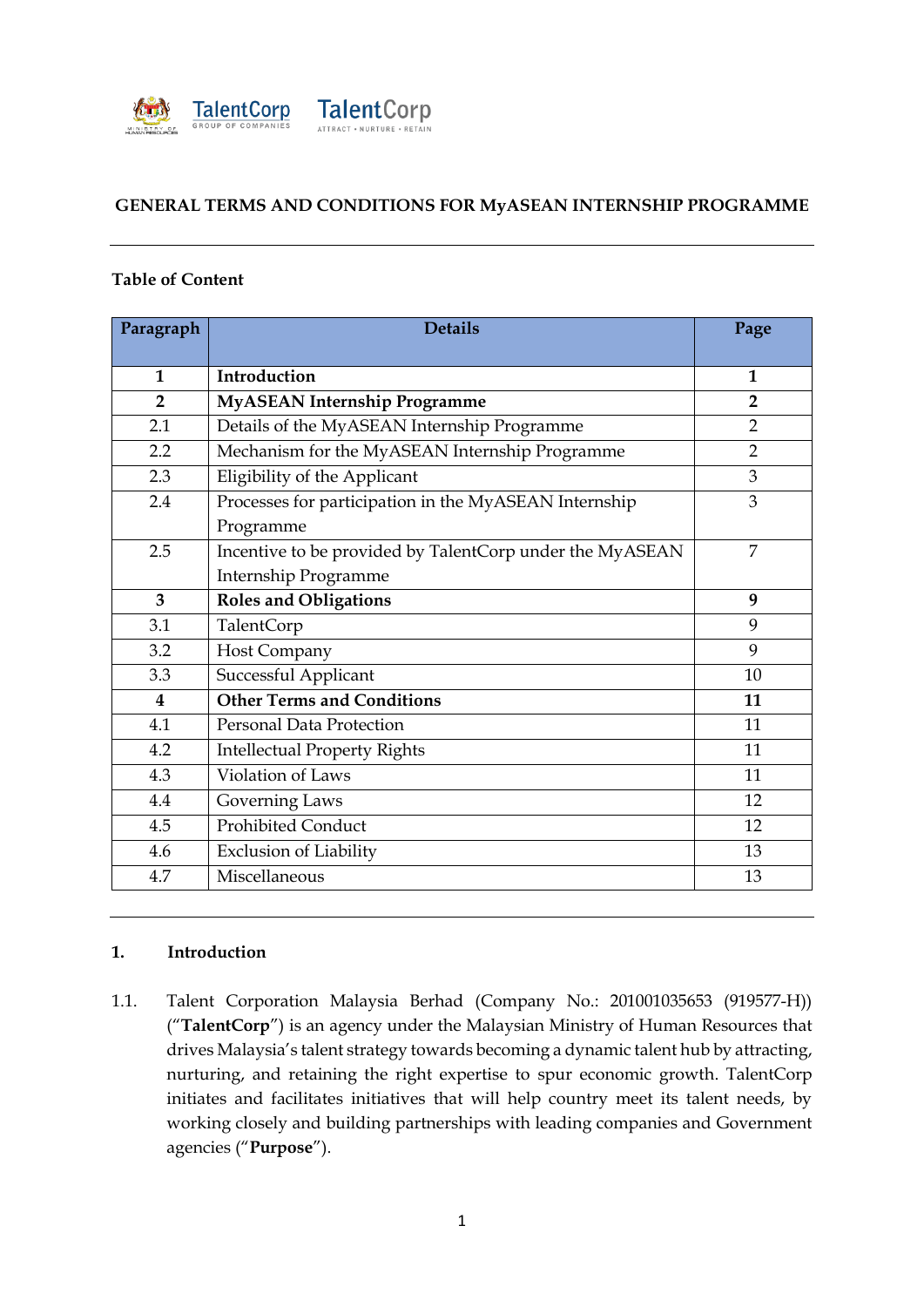# GENERAL TERMS AND CONDITIONS FOR MyASEAN INTERNSHIP PROGRAMME

---

**Table of Content**

| Paragraph | Details | Page |
|---|---|---|
| **1** | **Introduction** | **1** |
| **2** | **MyASEAN Internship Programme** | **2** |
| 2.1 | Details of the MyASEAN Internship Programme | 2 |
| 2.2 | Mechanism for the MyASEAN Internship Programme | 2 |
| 2.3 | Eligibility of the Applicant | 3 |
| 2.4 | Processes for participation in the MyASEAN Internship Programme | 3 |
| 2.5 | Incentive to be provided by TalentCorp under the MyASEAN Internship Programme | 7 |
| **3** | **Roles and Obligations** | **9** |
| 3.1 | TalentCorp | 9 |
| 3.2 | Host Company | 9 |
| 3.3 | Successful Applicant | 10 |
| **4** | **Other Terms and Conditions** | **11** |
| 4.1 | Personal Data Protection | 11 |
| 4.2 | Intellectual Property Rights | 11 |
| 4.3 | Violation of Laws | 11 |
| 4.4 | Governing Laws | 12 |
| 4.5 | Prohibited Conduct | 12 |
| 4.6 | Exclusion of Liability | 13 |
| 4.7 | Miscellaneous | 13 |

---

## 1. Introduction

1.1. Talent Corporation Malaysia Berhad (Company No.: 201001035653 (919577-H)) ("**TalentCorp**") is an agency under the Malaysian Ministry of Human Resources that drives Malaysia's talent strategy towards becoming a dynamic talent hub by attracting, nurturing, and retaining the right expertise to spur economic growth. TalentCorp initiates and facilitates initiatives that will help country meet its talent needs, by working closely and building partnerships with leading companies and Government agencies ("**Purpose**").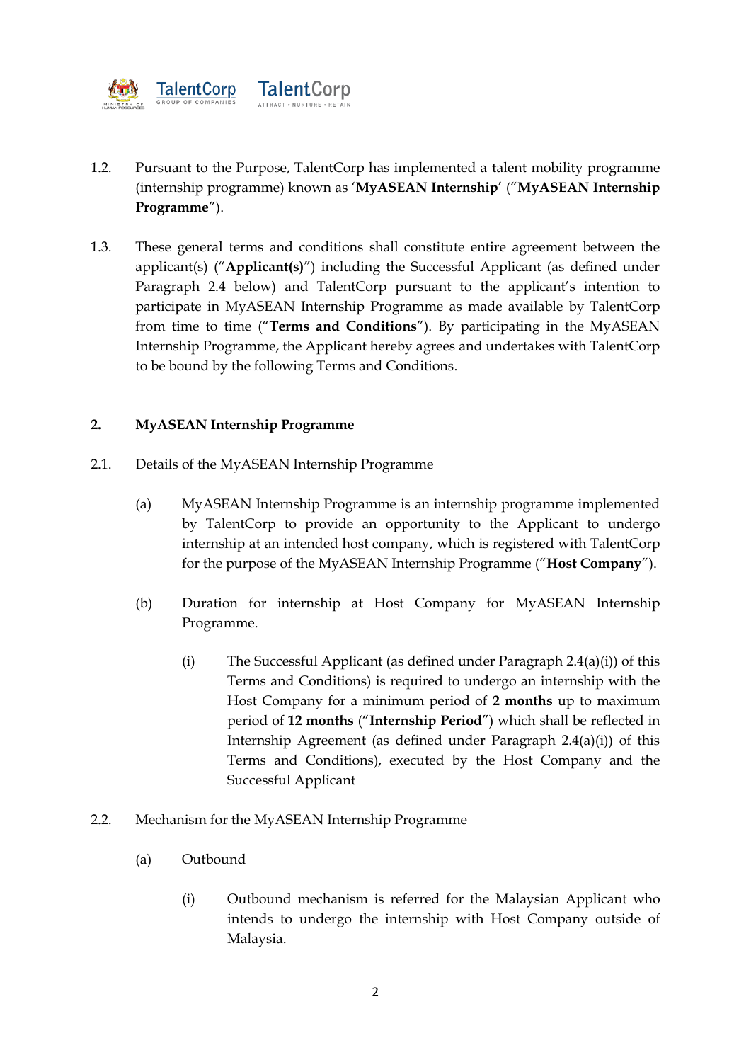1.2. Pursuant to the Purpose, TalentCorp has implemented a talent mobility programme (internship programme) known as '**MyASEAN Internship**' ("**MyASEAN Internship Programme**").

1.3. These general terms and conditions shall constitute entire agreement between the applicant(s) ("**Applicant(s)**") including the Successful Applicant (as defined under Paragraph 2.4 below) and TalentCorp pursuant to the applicant's intention to participate in MyASEAN Internship Programme as made available by TalentCorp from time to time ("**Terms and Conditions**"). By participating in the MyASEAN Internship Programme, the Applicant hereby agrees and undertakes with TalentCorp to be bound by the following Terms and Conditions.

## 2. MyASEAN Internship Programme

2.1. Details of the MyASEAN Internship Programme

(a) MyASEAN Internship Programme is an internship programme implemented by TalentCorp to provide an opportunity to the Applicant to undergo internship at an intended host company, which is registered with TalentCorp for the purpose of the MyASEAN Internship Programme ("**Host Company**").

(b) Duration for internship at Host Company for MyASEAN Internship Programme.

(i) The Successful Applicant (as defined under Paragraph 2.4(a)(i)) of this Terms and Conditions) is required to undergo an internship with the Host Company for a minimum period of **2 months** up to maximum period of **12 months** ("**Internship Period**") which shall be reflected in Internship Agreement (as defined under Paragraph 2.4(a)(i)) of this Terms and Conditions), executed by the Host Company and the Successful Applicant

2.2. Mechanism for the MyASEAN Internship Programme

(a) Outbound

(i) Outbound mechanism is referred for the Malaysian Applicant who intends to undergo the internship with Host Company outside of Malaysia.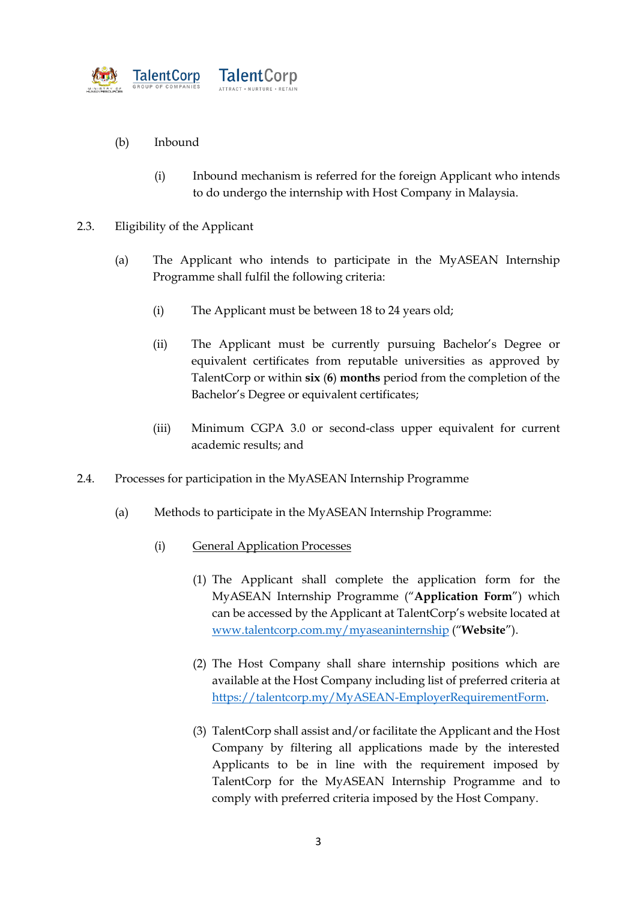(b) Inbound

(i) Inbound mechanism is referred for the foreign Applicant who intends to do undergo the internship with Host Company in Malaysia.

2.3. Eligibility of the Applicant

(a) The Applicant who intends to participate in the MyASEAN Internship Programme shall fulfil the following criteria:

(i) The Applicant must be between 18 to 24 years old;

(ii) The Applicant must be currently pursuing Bachelor's Degree or equivalent certificates from reputable universities as approved by TalentCorp or within **six** (**6**) **months** period from the completion of the Bachelor's Degree or equivalent certificates;

(iii) Minimum CGPA 3.0 or second-class upper equivalent for current academic results; and

2.4. Processes for participation in the MyASEAN Internship Programme

(a) Methods to participate in the MyASEAN Internship Programme:

(i) General Application Processes

(1) The Applicant shall complete the application form for the MyASEAN Internship Programme ("**Application Form**") which can be accessed by the Applicant at TalentCorp's website located at [www.talentcorp.com.my/myaseaninternship](www.talentcorp.com.my/myaseaninternship) ("**Website**").

(2) The Host Company shall share internship positions which are available at the Host Company including list of preferred criteria at [https://talentcorp.my/MyASEAN-EmployerRequirementForm](https://talentcorp.my/MyASEAN-EmployerRequirementForm).

(3) TalentCorp shall assist and/or facilitate the Applicant and the Host Company by filtering all applications made by the interested Applicants to be in line with the requirement imposed by TalentCorp for the MyASEAN Internship Programme and to comply with preferred criteria imposed by the Host Company.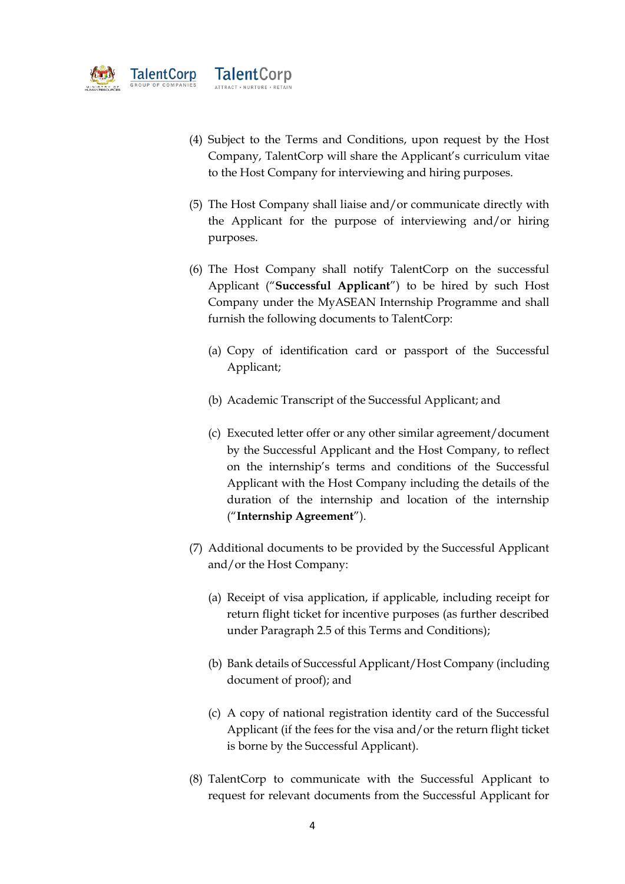(4) Subject to the Terms and Conditions, upon request by the Host Company, TalentCorp will share the Applicant's curriculum vitae to the Host Company for interviewing and hiring purposes.

(5) The Host Company shall liaise and/or communicate directly with the Applicant for the purpose of interviewing and/or hiring purposes.

(6) The Host Company shall notify TalentCorp on the successful Applicant ("**Successful Applicant**") to be hired by such Host Company under the MyASEAN Internship Programme and shall furnish the following documents to TalentCorp:

   (a) Copy of identification card or passport of the Successful Applicant;

   (b) Academic Transcript of the Successful Applicant; and

   (c) Executed letter offer or any other similar agreement/document by the Successful Applicant and the Host Company, to reflect on the internship's terms and conditions of the Successful Applicant with the Host Company including the details of the duration of the internship and location of the internship ("**Internship Agreement**").

(7) Additional documents to be provided by the Successful Applicant and/or the Host Company:

   (a) Receipt of visa application, if applicable, including receipt for return flight ticket for incentive purposes (as further described under Paragraph 2.5 of this Terms and Conditions);

   (b) Bank details of Successful Applicant/Host Company (including document of proof); and

   (c) A copy of national registration identity card of the Successful Applicant (if the fees for the visa and/or the return flight ticket is borne by the Successful Applicant).

(8) TalentCorp to communicate with the Successful Applicant to request for relevant documents from the Successful Applicant for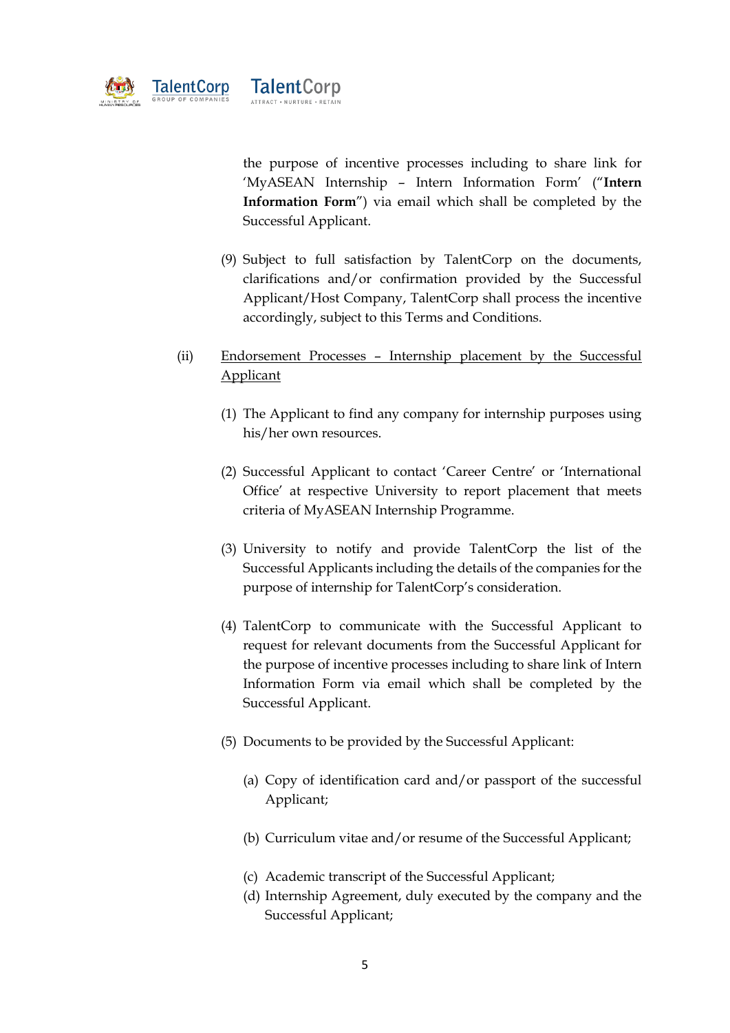the purpose of incentive processes including to share link for 'MyASEAN Internship – Intern Information Form' ("**Intern Information Form**") via email which shall be completed by the Successful Applicant.

(9) Subject to full satisfaction by TalentCorp on the documents, clarifications and/or confirmation provided by the Successful Applicant/Host Company, TalentCorp shall process the incentive accordingly, subject to this Terms and Conditions.

(ii) <u>Endorsement Processes – Internship placement by the Successful Applicant</u>

(1) The Applicant to find any company for internship purposes using his/her own resources.

(2) Successful Applicant to contact 'Career Centre' or 'International Office' at respective University to report placement that meets criteria of MyASEAN Internship Programme.

(3) University to notify and provide TalentCorp the list of the Successful Applicants including the details of the companies for the purpose of internship for TalentCorp's consideration.

(4) TalentCorp to communicate with the Successful Applicant to request for relevant documents from the Successful Applicant for the purpose of incentive processes including to share link of Intern Information Form via email which shall be completed by the Successful Applicant.

(5) Documents to be provided by the Successful Applicant:

(a) Copy of identification card and/or passport of the successful Applicant;

(b) Curriculum vitae and/or resume of the Successful Applicant;

(c) Academic transcript of the Successful Applicant;

(d) Internship Agreement, duly executed by the company and the Successful Applicant;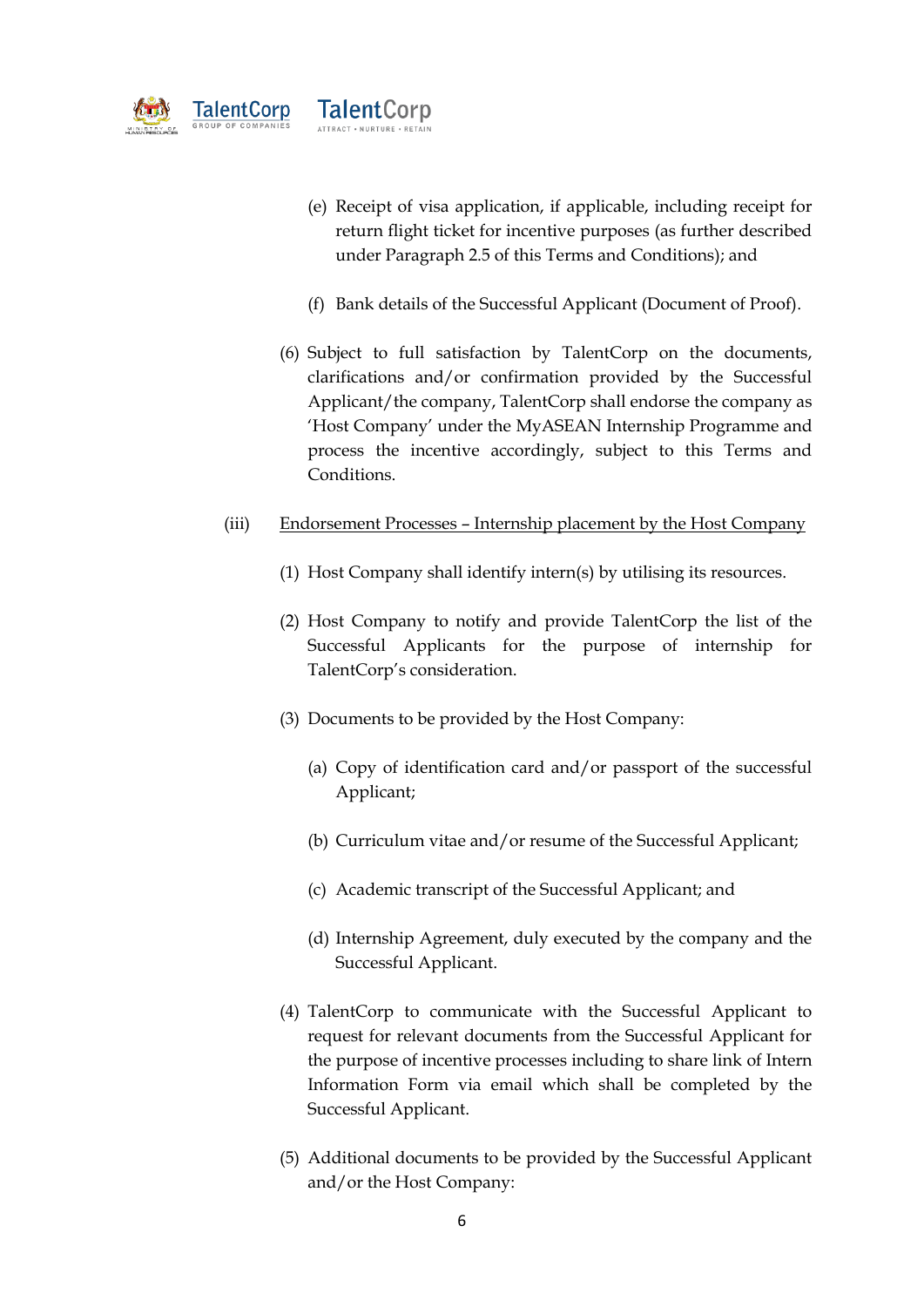(e) Receipt of visa application, if applicable, including receipt for return flight ticket for incentive purposes (as further described under Paragraph 2.5 of this Terms and Conditions); and

(f) Bank details of the Successful Applicant (Document of Proof).

(6) Subject to full satisfaction by TalentCorp on the documents, clarifications and/or confirmation provided by the Successful Applicant/the company, TalentCorp shall endorse the company as 'Host Company' under the MyASEAN Internship Programme and process the incentive accordingly, subject to this Terms and Conditions.

(iii) <u>Endorsement Processes – Internship placement by the Host Company</u>

(1) Host Company shall identify intern(s) by utilising its resources.

(2) Host Company to notify and provide TalentCorp the list of the Successful Applicants for the purpose of internship for TalentCorp's consideration.

(3) Documents to be provided by the Host Company:

(a) Copy of identification card and/or passport of the successful Applicant;

(b) Curriculum vitae and/or resume of the Successful Applicant;

(c) Academic transcript of the Successful Applicant; and

(d) Internship Agreement, duly executed by the company and the Successful Applicant.

(4) TalentCorp to communicate with the Successful Applicant to request for relevant documents from the Successful Applicant for the purpose of incentive processes including to share link of Intern Information Form via email which shall be completed by the Successful Applicant.

(5) Additional documents to be provided by the Successful Applicant and/or the Host Company: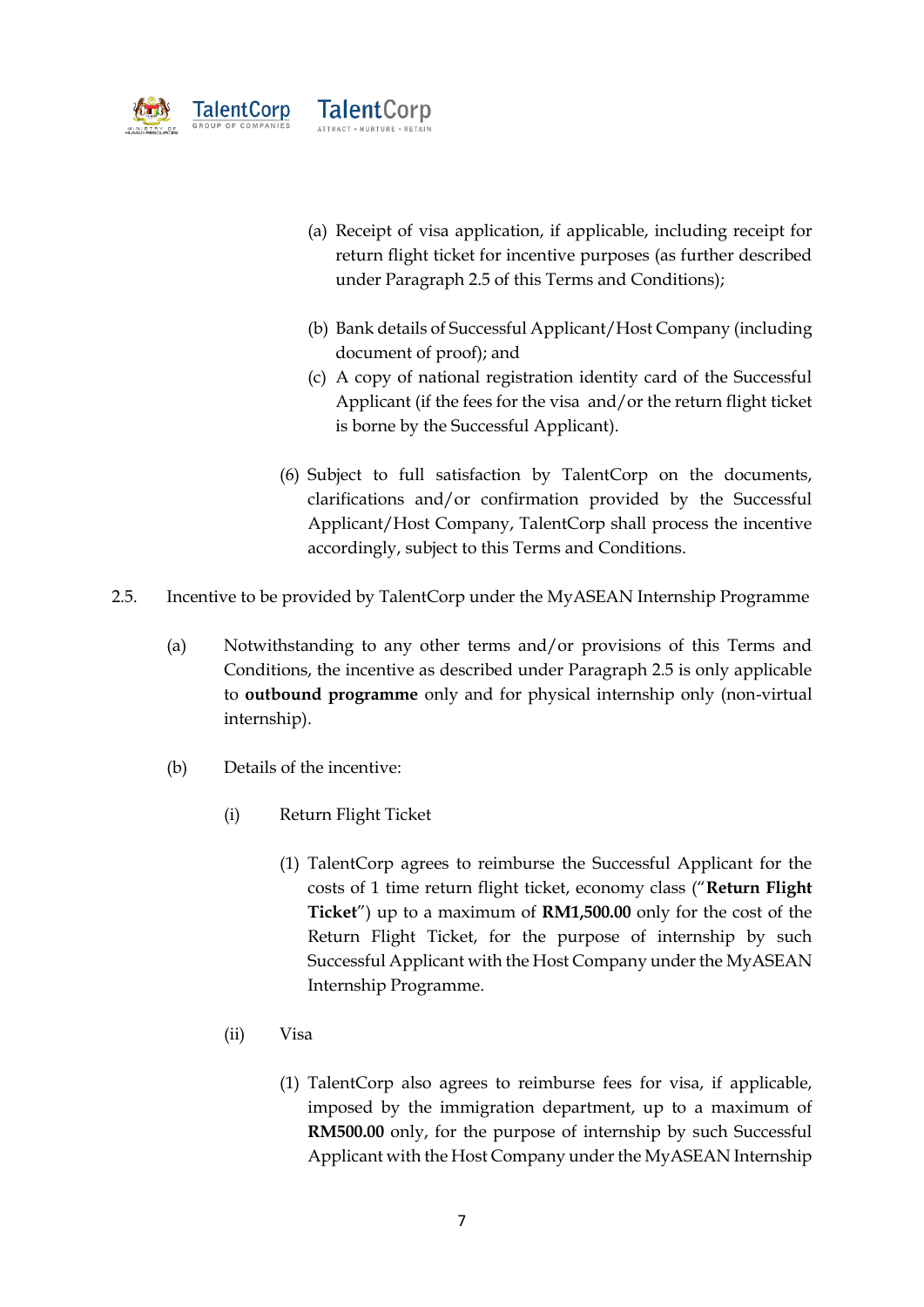(a) Receipt of visa application, if applicable, including receipt for return flight ticket for incentive purposes (as further described under Paragraph 2.5 of this Terms and Conditions);

(b) Bank details of Successful Applicant/Host Company (including document of proof); and

(c) A copy of national registration identity card of the Successful Applicant (if the fees for the visa and/or the return flight ticket is borne by the Successful Applicant).

(6) Subject to full satisfaction by TalentCorp on the documents, clarifications and/or confirmation provided by the Successful Applicant/Host Company, TalentCorp shall process the incentive accordingly, subject to this Terms and Conditions.

2.5. Incentive to be provided by TalentCorp under the MyASEAN Internship Programme

(a) Notwithstanding to any other terms and/or provisions of this Terms and Conditions, the incentive as described under Paragraph 2.5 is only applicable to **outbound programme** only and for physical internship only (non-virtual internship).

(b) Details of the incentive:

(i) Return Flight Ticket

(1) TalentCorp agrees to reimburse the Successful Applicant for the costs of 1 time return flight ticket, economy class ("**Return Flight Ticket**") up to a maximum of **RM1,500.00** only for the cost of the Return Flight Ticket, for the purpose of internship by such Successful Applicant with the Host Company under the MyASEAN Internship Programme.

(ii) Visa

(1) TalentCorp also agrees to reimburse fees for visa, if applicable, imposed by the immigration department, up to a maximum of **RM500.00** only, for the purpose of internship by such Successful Applicant with the Host Company under the MyASEAN Internship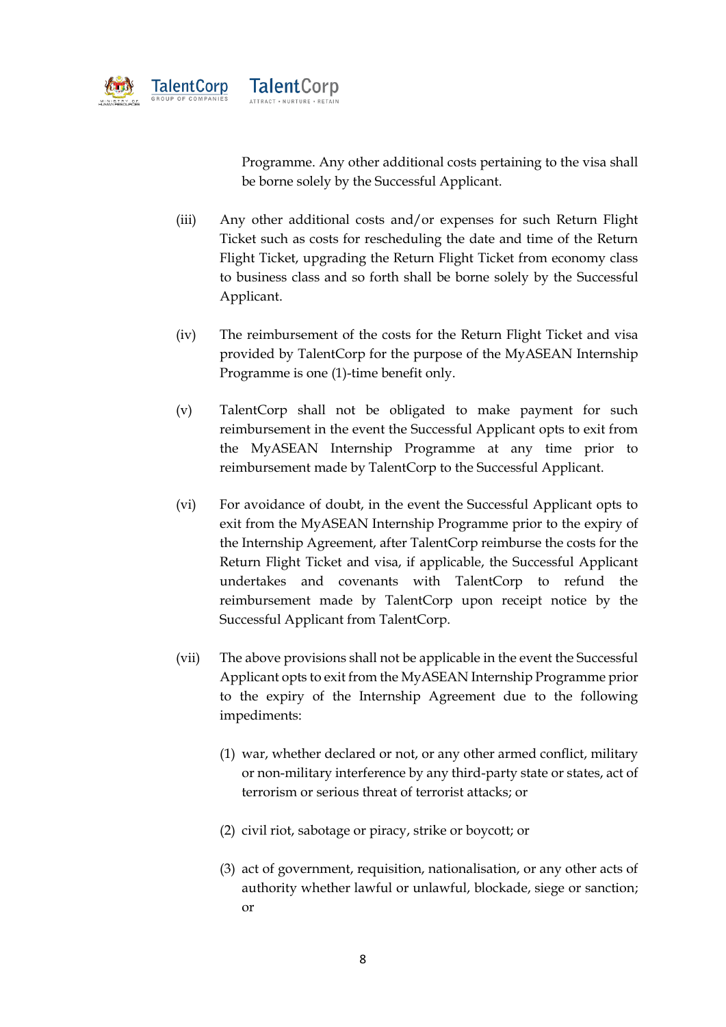Programme. Any other additional costs pertaining to the visa shall be borne solely by the Successful Applicant.

(iii) Any other additional costs and/or expenses for such Return Flight Ticket such as costs for rescheduling the date and time of the Return Flight Ticket, upgrading the Return Flight Ticket from economy class to business class and so forth shall be borne solely by the Successful Applicant.

(iv) The reimbursement of the costs for the Return Flight Ticket and visa provided by TalentCorp for the purpose of the MyASEAN Internship Programme is one (1)-time benefit only.

(v) TalentCorp shall not be obligated to make payment for such reimbursement in the event the Successful Applicant opts to exit from the MyASEAN Internship Programme at any time prior to reimbursement made by TalentCorp to the Successful Applicant.

(vi) For avoidance of doubt, in the event the Successful Applicant opts to exit from the MyASEAN Internship Programme prior to the expiry of the Internship Agreement, after TalentCorp reimburse the costs for the Return Flight Ticket and visa, if applicable, the Successful Applicant undertakes and covenants with TalentCorp to refund the reimbursement made by TalentCorp upon receipt notice by the Successful Applicant from TalentCorp.

(vii) The above provisions shall not be applicable in the event the Successful Applicant opts to exit from the MyASEAN Internship Programme prior to the expiry of the Internship Agreement due to the following impediments:

(1) war, whether declared or not, or any other armed conflict, military or non-military interference by any third-party state or states, act of terrorism or serious threat of terrorist attacks; or

(2) civil riot, sabotage or piracy, strike or boycott; or

(3) act of government, requisition, nationalisation, or any other acts of authority whether lawful or unlawful, blockade, siege or sanction; or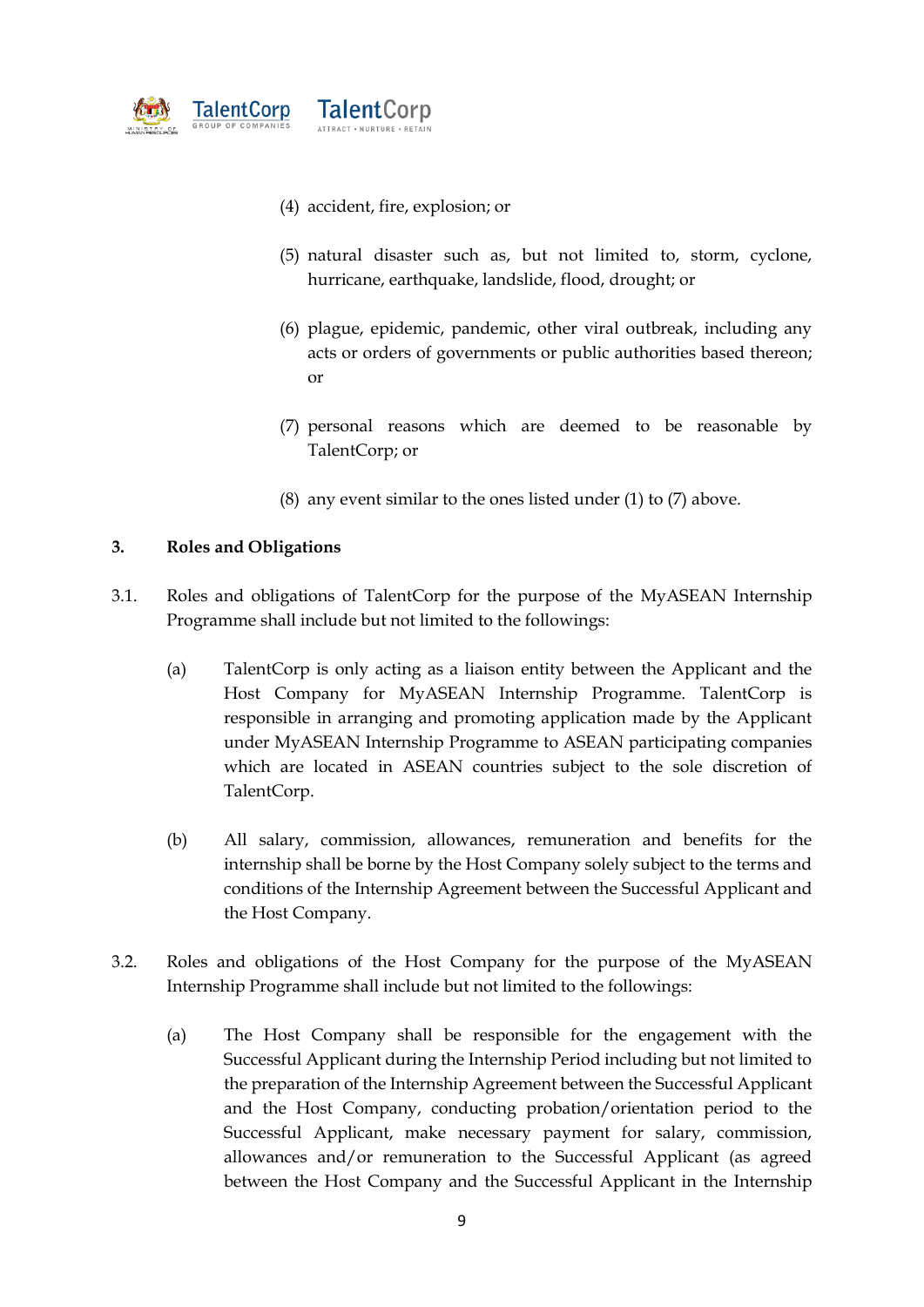(4) accident, fire, explosion; or

(5) natural disaster such as, but not limited to, storm, cyclone, hurricane, earthquake, landslide, flood, drought; or

(6) plague, epidemic, pandemic, other viral outbreak, including any acts or orders of governments or public authorities based thereon; or

(7) personal reasons which are deemed to be reasonable by TalentCorp; or

(8) any event similar to the ones listed under (1) to (7) above.

**3. Roles and Obligations**

3.1. Roles and obligations of TalentCorp for the purpose of the MyASEAN Internship Programme shall include but not limited to the followings:

(a) TalentCorp is only acting as a liaison entity between the Applicant and the Host Company for MyASEAN Internship Programme. TalentCorp is responsible in arranging and promoting application made by the Applicant under MyASEAN Internship Programme to ASEAN participating companies which are located in ASEAN countries subject to the sole discretion of TalentCorp.

(b) All salary, commission, allowances, remuneration and benefits for the internship shall be borne by the Host Company solely subject to the terms and conditions of the Internship Agreement between the Successful Applicant and the Host Company.

3.2. Roles and obligations of the Host Company for the purpose of the MyASEAN Internship Programme shall include but not limited to the followings:

(a) The Host Company shall be responsible for the engagement with the Successful Applicant during the Internship Period including but not limited to the preparation of the Internship Agreement between the Successful Applicant and the Host Company, conducting probation/orientation period to the Successful Applicant, make necessary payment for salary, commission, allowances and/or remuneration to the Successful Applicant (as agreed between the Host Company and the Successful Applicant in the Internship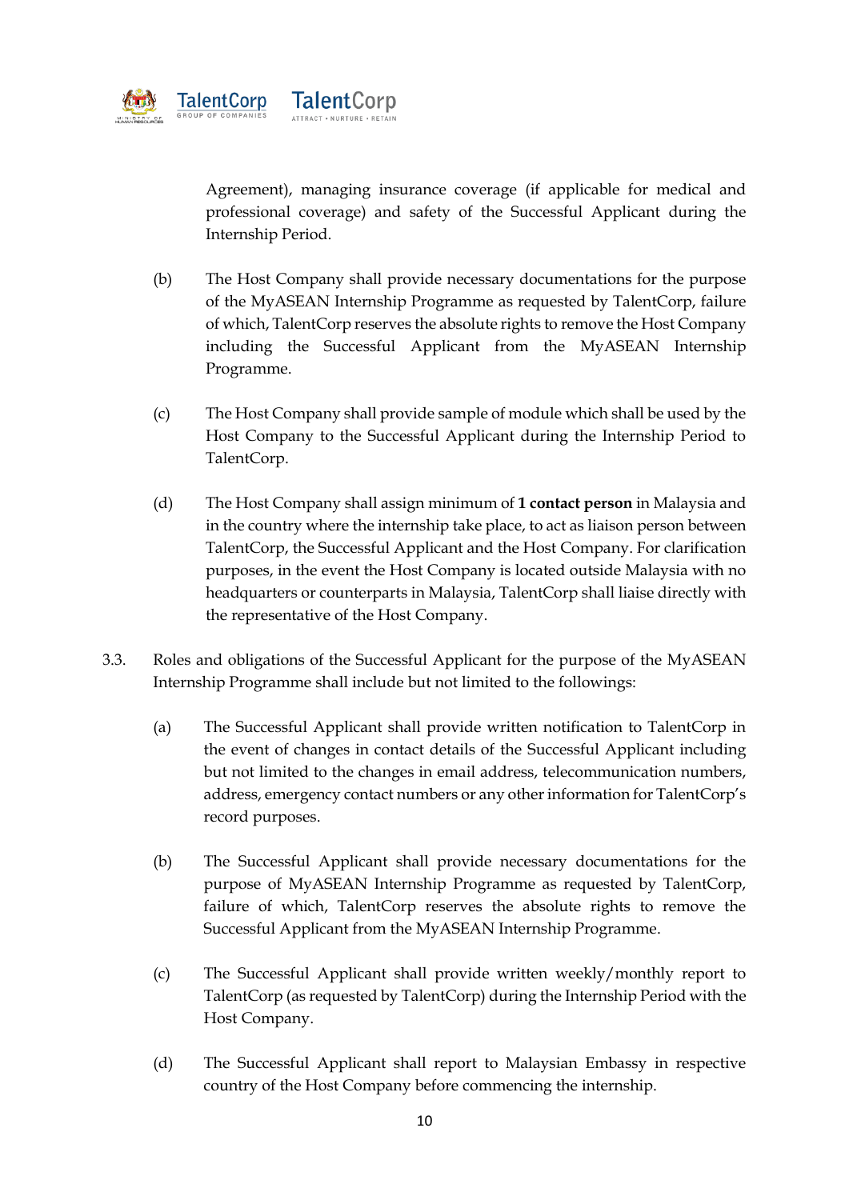Agreement), managing insurance coverage (if applicable for medical and professional coverage) and safety of the Successful Applicant during the Internship Period.

(b) The Host Company shall provide necessary documentations for the purpose of the MyASEAN Internship Programme as requested by TalentCorp, failure of which, TalentCorp reserves the absolute rights to remove the Host Company including the Successful Applicant from the MyASEAN Internship Programme.

(c) The Host Company shall provide sample of module which shall be used by the Host Company to the Successful Applicant during the Internship Period to TalentCorp.

(d) The Host Company shall assign minimum of **1 contact person** in Malaysia and in the country where the internship take place, to act as liaison person between TalentCorp, the Successful Applicant and the Host Company. For clarification purposes, in the event the Host Company is located outside Malaysia with no headquarters or counterparts in Malaysia, TalentCorp shall liaise directly with the representative of the Host Company.

3.3. Roles and obligations of the Successful Applicant for the purpose of the MyASEAN Internship Programme shall include but not limited to the followings:

(a) The Successful Applicant shall provide written notification to TalentCorp in the event of changes in contact details of the Successful Applicant including but not limited to the changes in email address, telecommunication numbers, address, emergency contact numbers or any other information for TalentCorp's record purposes.

(b) The Successful Applicant shall provide necessary documentations for the purpose of MyASEAN Internship Programme as requested by TalentCorp, failure of which, TalentCorp reserves the absolute rights to remove the Successful Applicant from the MyASEAN Internship Programme.

(c) The Successful Applicant shall provide written weekly/monthly report to TalentCorp (as requested by TalentCorp) during the Internship Period with the Host Company.

(d) The Successful Applicant shall report to Malaysian Embassy in respective country of the Host Company before commencing the internship.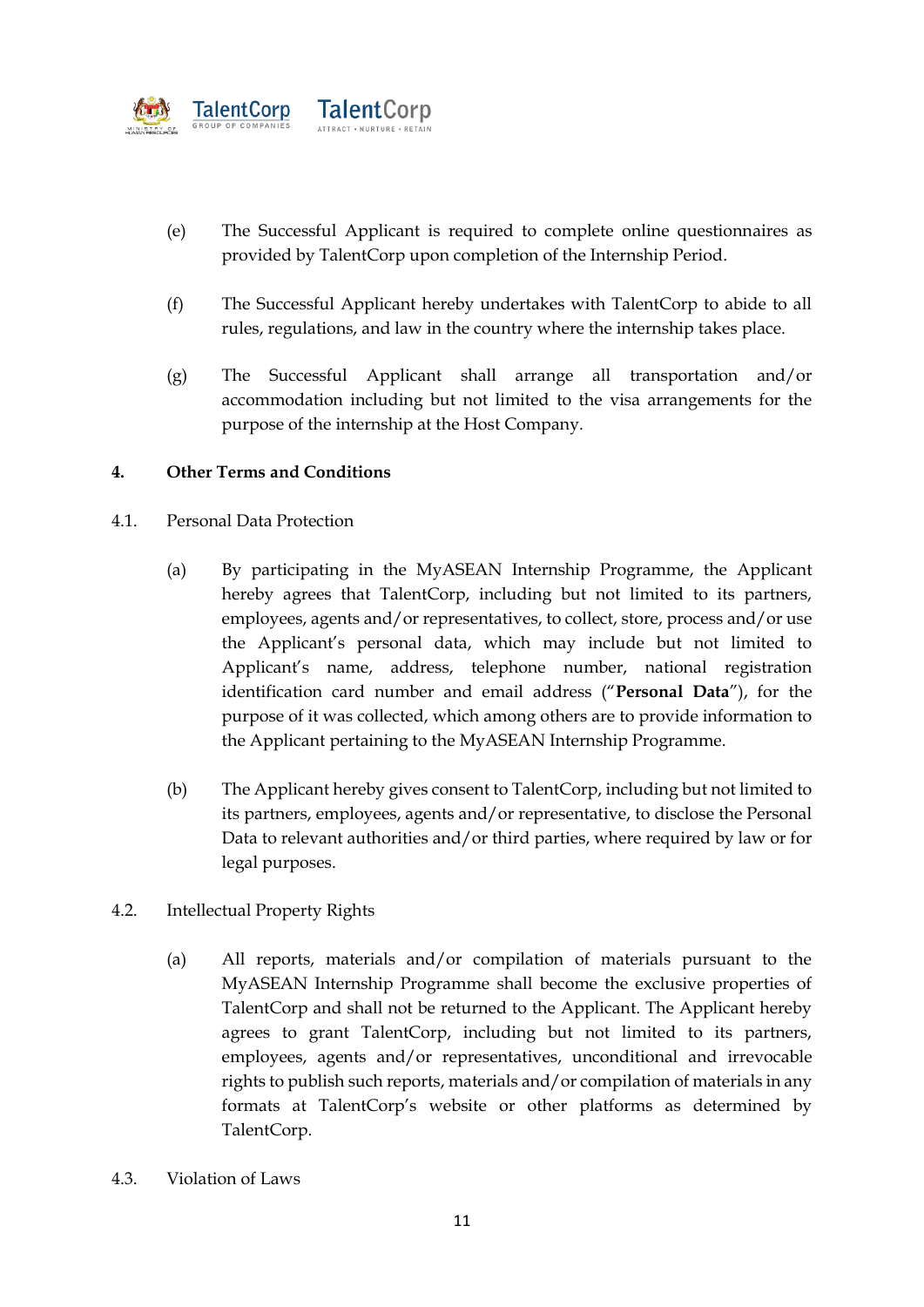(e) The Successful Applicant is required to complete online questionnaires as provided by TalentCorp upon completion of the Internship Period.

(f) The Successful Applicant hereby undertakes with TalentCorp to abide to all rules, regulations, and law in the country where the internship takes place.

(g) The Successful Applicant shall arrange all transportation and/or accommodation including but not limited to the visa arrangements for the purpose of the internship at the Host Company.

**4. Other Terms and Conditions**

4.1. Personal Data Protection

(a) By participating in the MyASEAN Internship Programme, the Applicant hereby agrees that TalentCorp, including but not limited to its partners, employees, agents and/or representatives, to collect, store, process and/or use the Applicant's personal data, which may include but not limited to Applicant's name, address, telephone number, national registration identification card number and email address ("**Personal Data**"), for the purpose of it was collected, which among others are to provide information to the Applicant pertaining to the MyASEAN Internship Programme.

(b) The Applicant hereby gives consent to TalentCorp, including but not limited to its partners, employees, agents and/or representative, to disclose the Personal Data to relevant authorities and/or third parties, where required by law or for legal purposes.

4.2. Intellectual Property Rights

(a) All reports, materials and/or compilation of materials pursuant to the MyASEAN Internship Programme shall become the exclusive properties of TalentCorp and shall not be returned to the Applicant. The Applicant hereby agrees to grant TalentCorp, including but not limited to its partners, employees, agents and/or representatives, unconditional and irrevocable rights to publish such reports, materials and/or compilation of materials in any formats at TalentCorp's website or other platforms as determined by TalentCorp.

4.3. Violation of Laws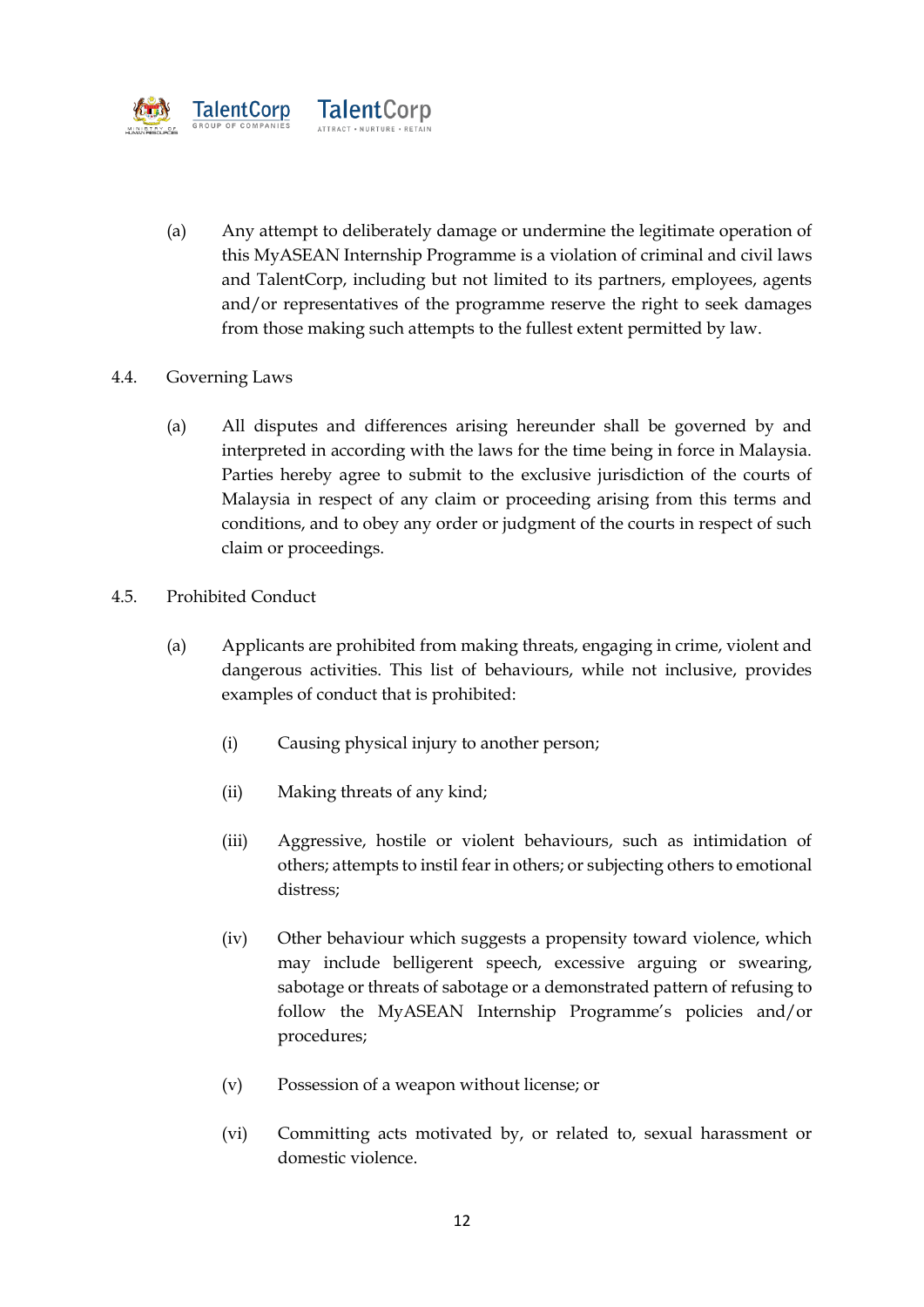(a) Any attempt to deliberately damage or undermine the legitimate operation of this MyASEAN Internship Programme is a violation of criminal and civil laws and TalentCorp, including but not limited to its partners, employees, agents and/or representatives of the programme reserve the right to seek damages from those making such attempts to the fullest extent permitted by law.

4.4. Governing Laws

(a) All disputes and differences arising hereunder shall be governed by and interpreted in according with the laws for the time being in force in Malaysia. Parties hereby agree to submit to the exclusive jurisdiction of the courts of Malaysia in respect of any claim or proceeding arising from this terms and conditions, and to obey any order or judgment of the courts in respect of such claim or proceedings.

4.5. Prohibited Conduct

(a) Applicants are prohibited from making threats, engaging in crime, violent and dangerous activities. This list of behaviours, while not inclusive, provides examples of conduct that is prohibited:

(i) Causing physical injury to another person;

(ii) Making threats of any kind;

(iii) Aggressive, hostile or violent behaviours, such as intimidation of others; attempts to instil fear in others; or subjecting others to emotional distress;

(iv) Other behaviour which suggests a propensity toward violence, which may include belligerent speech, excessive arguing or swearing, sabotage or threats of sabotage or a demonstrated pattern of refusing to follow the MyASEAN Internship Programme's policies and/or procedures;

(v) Possession of a weapon without license; or

(vi) Committing acts motivated by, or related to, sexual harassment or domestic violence.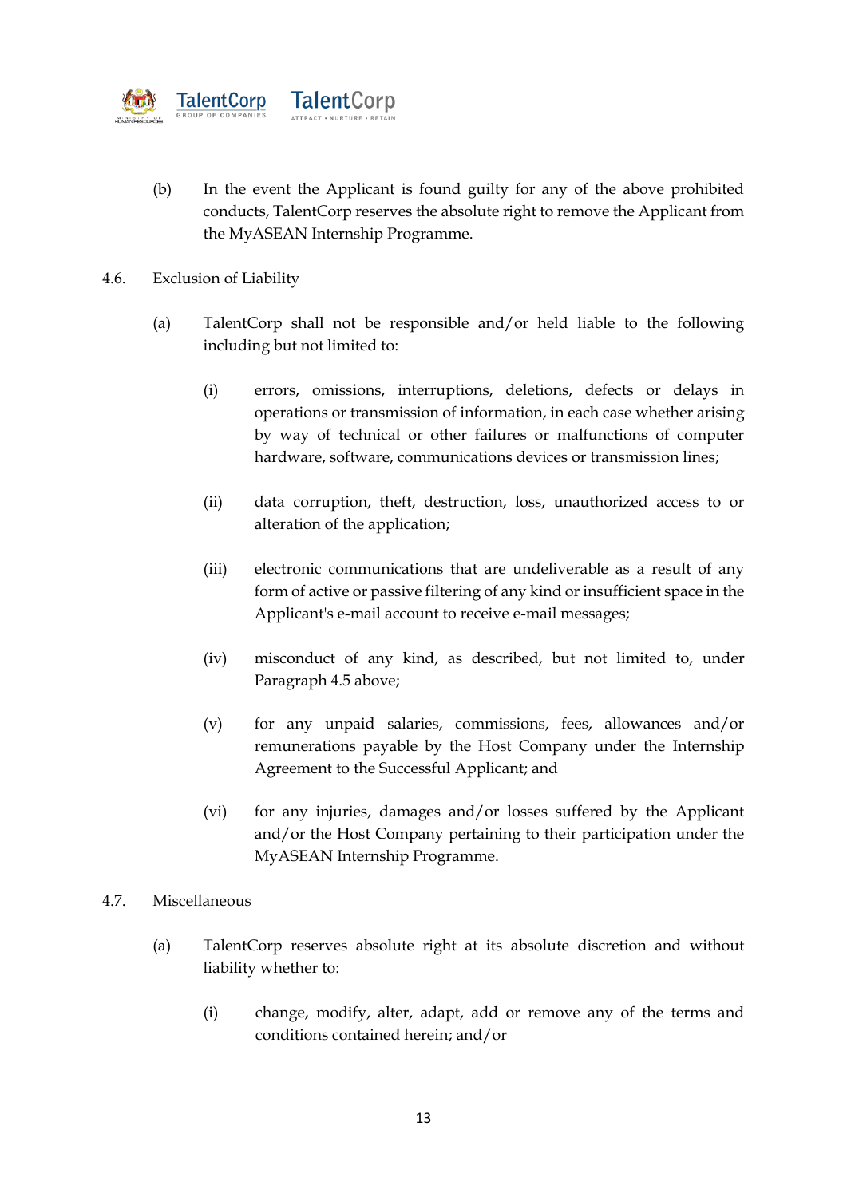(b) In the event the Applicant is found guilty for any of the above prohibited conducts, TalentCorp reserves the absolute right to remove the Applicant from the MyASEAN Internship Programme.

4.6. Exclusion of Liability

(a) TalentCorp shall not be responsible and/or held liable to the following including but not limited to:

(i) errors, omissions, interruptions, deletions, defects or delays in operations or transmission of information, in each case whether arising by way of technical or other failures or malfunctions of computer hardware, software, communications devices or transmission lines;

(ii) data corruption, theft, destruction, loss, unauthorized access to or alteration of the application;

(iii) electronic communications that are undeliverable as a result of any form of active or passive filtering of any kind or insufficient space in the Applicant's e-mail account to receive e-mail messages;

(iv) misconduct of any kind, as described, but not limited to, under Paragraph 4.5 above;

(v) for any unpaid salaries, commissions, fees, allowances and/or remunerations payable by the Host Company under the Internship Agreement to the Successful Applicant; and

(vi) for any injuries, damages and/or losses suffered by the Applicant and/or the Host Company pertaining to their participation under the MyASEAN Internship Programme.

4.7. Miscellaneous

(a) TalentCorp reserves absolute right at its absolute discretion and without liability whether to:

(i) change, modify, alter, adapt, add or remove any of the terms and conditions contained herein; and/or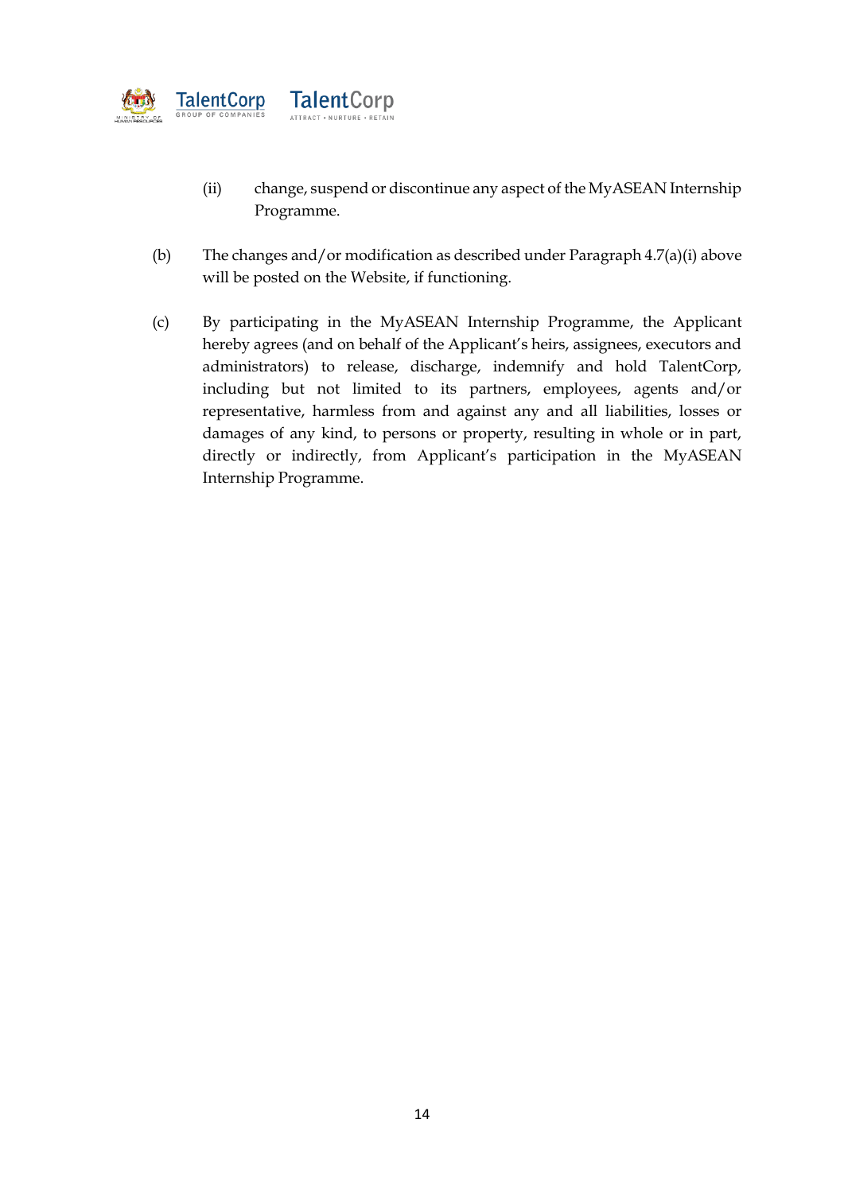(ii) change, suspend or discontinue any aspect of the MyASEAN Internship Programme.

(b) The changes and/or modification as described under Paragraph 4.7(a)(i) above will be posted on the Website, if functioning.

(c) By participating in the MyASEAN Internship Programme, the Applicant hereby agrees (and on behalf of the Applicant's heirs, assignees, executors and administrators) to release, discharge, indemnify and hold TalentCorp, including but not limited to its partners, employees, agents and/or representative, harmless from and against any and all liabilities, losses or damages of any kind, to persons or property, resulting in whole or in part, directly or indirectly, from Applicant's participation in the MyASEAN Internship Programme.